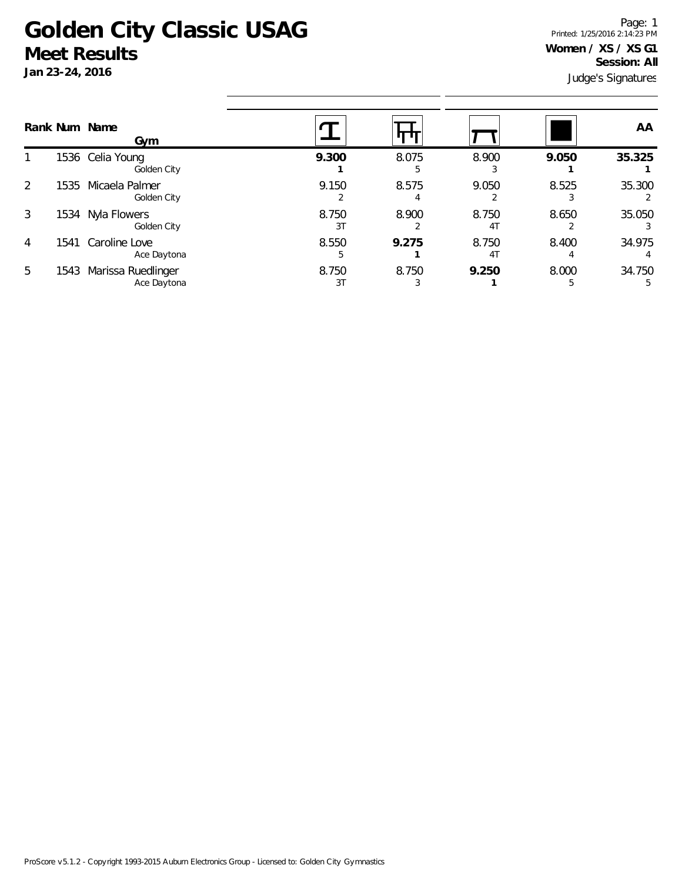# Golden City Classic USAG

## Meet Results

**Jan 23-24, 2016**

Page: 1
Printed: 1/25/2016 2:14:23 PM

**Women / XS / XS G1**
**Session: All**

Judge's Signatures

| Rank | Num | Name / Gym | Vault | Bars | Beam | Floor | AA |
|---|---|---|---|---|---|---|---|
| 1 | 1536 | Celia Young<br>Golden City | **9.300**<br>**1** | 8.075<br>5 | 8.900<br>3 | **9.050**<br>**1** | **35.325**<br>**1** |
| 2 | 1535 | Micaela Palmer<br>Golden City | 9.150<br>2 | 8.575<br>4 | 9.050<br>2 | 8.525<br>3 | 35.300<br>2 |
| 3 | 1534 | Nyla Flowers<br>Golden City | 8.750<br>3T | 8.900<br>2 | 8.750<br>4T | 8.650<br>2 | 35.050<br>3 |
| 4 | 1541 | Caroline Love<br>Ace Daytona | 8.550<br>5 | **9.275**<br>**1** | 8.750<br>4T | 8.400<br>4 | 34.975<br>4 |
| 5 | 1543 | Marissa Ruedlinger<br>Ace Daytona | 8.750<br>3T | 8.750<br>3 | **9.250**<br>**1** | 8.000<br>5 | 34.750<br>5 |

ProScore v5.1.2 - Copyright 1993-2015 Auburn Electronics Group - Licensed to: Golden City Gymnastics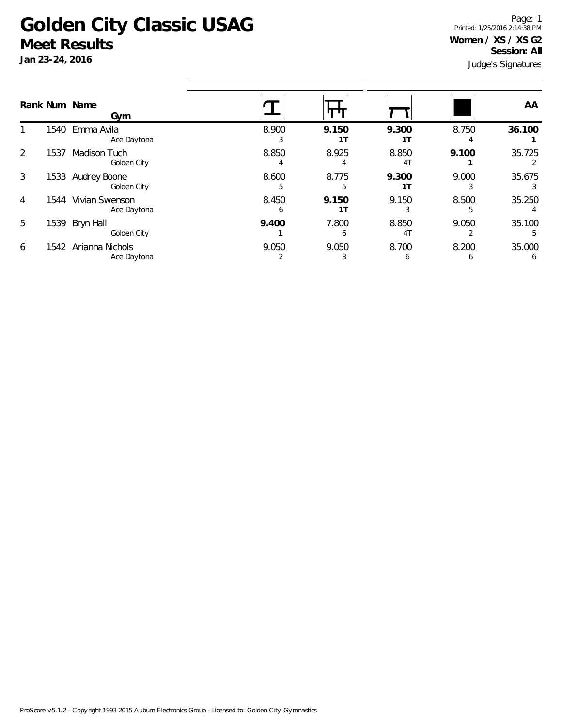# Golden City Classic USAG

## Meet Results

**Jan 23-24, 2016**

Printed: 1/25/2016 2:14:38 PM

**Women / XS / XS G2**

**Session: All**

Judge's Signatures

| Rank | Num | Name / Gym | Vault | Bars | Beam | Floor | AA |
|---|---|---|---|---|---|---|---|
| 1 | 1540 | Emma Avila<br>Ace Daytona | 8.900<br>3 | **9.150**<br>**1T** | **9.300**<br>**1T** | 8.750<br>4 | **36.100**<br>**1** |
| 2 | 1537 | Madison Tuch<br>Golden City | 8.850<br>4 | 8.925<br>4 | 8.850<br>4T | **9.100**<br>**1** | 35.725<br>2 |
| 3 | 1533 | Audrey Boone<br>Golden City | 8.600<br>5 | 8.775<br>5 | **9.300**<br>**1T** | 9.000<br>3 | 35.675<br>3 |
| 4 | 1544 | Vivian Swenson<br>Ace Daytona | 8.450<br>6 | **9.150**<br>**1T** | 9.150<br>3 | 8.500<br>5 | 35.250<br>4 |
| 5 | 1539 | Bryn Hall<br>Golden City | **9.400**<br>**1** | 7.800<br>6 | 8.850<br>4T | 9.050<br>2 | 35.100<br>5 |
| 6 | 1542 | Arianna Nichols<br>Ace Daytona | 9.050<br>2 | 9.050<br>3 | 8.700<br>6 | 8.200<br>6 | 35.000<br>6 |

ProScore v5.1.2 - Copyright 1993-2015 Auburn Electronics Group - Licensed to: Golden City Gymnastics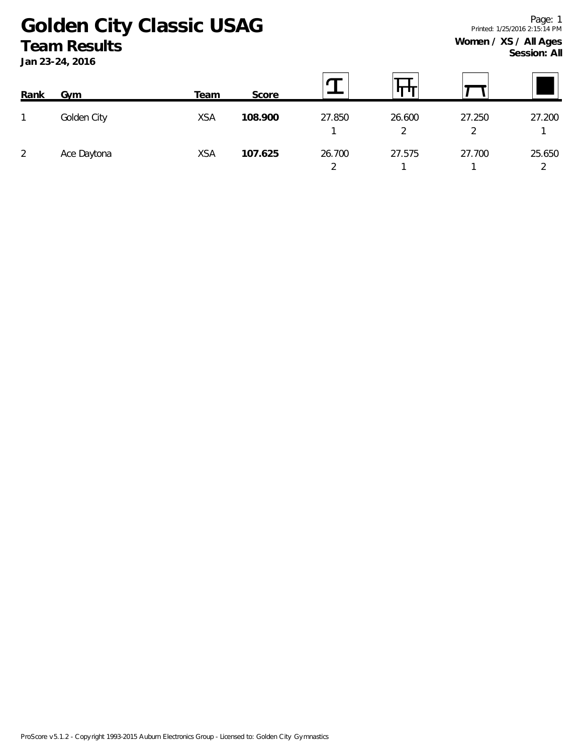# Golden City Classic USAG

## Team Results

**Jan 23-24, 2016**

**Women / XS / All Ages**
**Session: All**

| Rank | Gym | Team | Score | Vault | Bars | Beam | Floor |
|---|---|---|---|---|---|---|---|
| 1 | Golden City | XSA | **108.900** | 27.850<br>1 | 26.600<br>2 | 27.250<br>2 | 27.200<br>1 |
| 2 | Ace Daytona | XSA | **107.625** | 26.700<br>2 | 27.575<br>1 | 27.700<br>1 | 25.650<br>2 |

ProScore v5.1.2 - Copyright 1993-2015 Auburn Electronics Group - Licensed to: Golden City Gymnastics